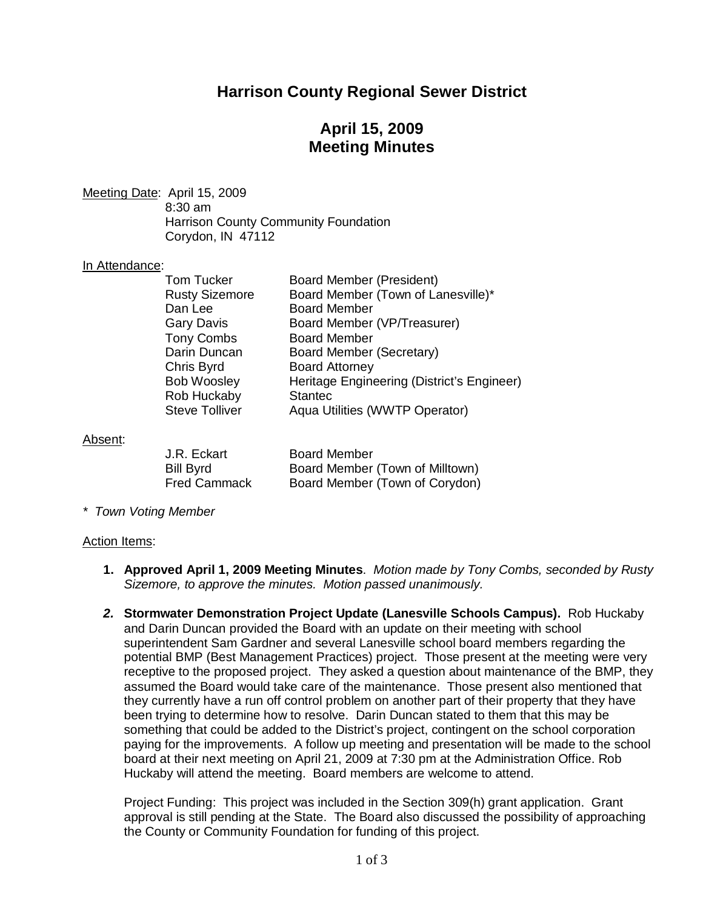# Harrison County Regional Sewer District

## April 15, 2009
## Meeting Minutes

Meeting Date: April 15, 2009
8:30 am
Harrison County Community Foundation
Corydon, IN 47112

In Attendance:

| | |
|---|---|
| Tom Tucker | Board Member (President) |
| Rusty Sizemore | Board Member (Town of Lanesville)* |
| Dan Lee | Board Member |
| Gary Davis | Board Member (VP/Treasurer) |
| Tony Combs | Board Member |
| Darin Duncan | Board Member (Secretary) |
| Chris Byrd | Board Attorney |
| Bob Woosley | Heritage Engineering (District's Engineer) |
| Rob Huckaby | Stantec |
| Steve Tolliver | Aqua Utilities (WWTP Operator) |

Absent:

| | |
|---|---|
| J.R. Eckart | Board Member |
| Bill Byrd | Board Member (Town of Milltown) |
| Fred Cammack | Board Member (Town of Corydon) |

*\* Town Voting Member*

Action Items:

1. **Approved April 1, 2009 Meeting Minutes**. *Motion made by Tony Combs, seconded by Rusty Sizemore, to approve the minutes. Motion passed unanimously.*

2. **Stormwater Demonstration Project Update (Lanesville Schools Campus).** Rob Huckaby and Darin Duncan provided the Board with an update on their meeting with school superintendent Sam Gardner and several Lanesville school board members regarding the potential BMP (Best Management Practices) project. Those present at the meeting were very receptive to the proposed project. They asked a question about maintenance of the BMP, they assumed the Board would take care of the maintenance. Those present also mentioned that they currently have a run off control problem on another part of their property that they have been trying to determine how to resolve. Darin Duncan stated to them that this may be something that could be added to the District's project, contingent on the school corporation paying for the improvements. A follow up meeting and presentation will be made to the school board at their next meeting on April 21, 2009 at 7:30 pm at the Administration Office. Rob Huckaby will attend the meeting. Board members are welcome to attend.

   Project Funding: This project was included in the Section 309(h) grant application. Grant approval is still pending at the State. The Board also discussed the possibility of approaching the County or Community Foundation for funding of this project.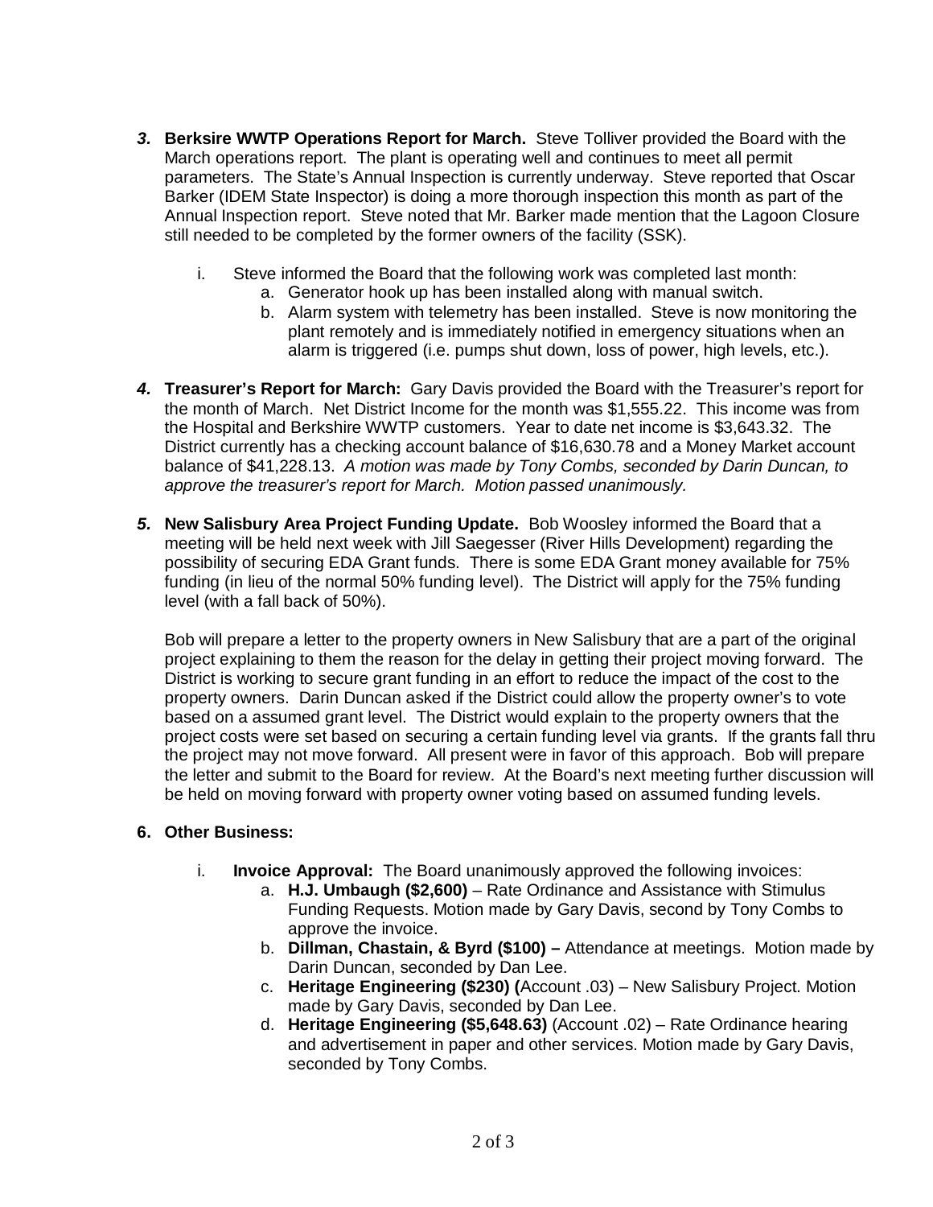3. **Berksire WWTP Operations Report for March.** Steve Tolliver provided the Board with the March operations report. The plant is operating well and continues to meet all permit parameters. The State's Annual Inspection is currently underway. Steve reported that Oscar Barker (IDEM State Inspector) is doing a more thorough inspection this month as part of the Annual Inspection report. Steve noted that Mr. Barker made mention that the Lagoon Closure still needed to be completed by the former owners of the facility (SSK).

   i. Steve informed the Board that the following work was completed last month:
      a. Generator hook up has been installed along with manual switch.
      b. Alarm system with telemetry has been installed. Steve is now monitoring the plant remotely and is immediately notified in emergency situations when an alarm is triggered (i.e. pumps shut down, loss of power, high levels, etc.).

4. **Treasurer's Report for March:** Gary Davis provided the Board with the Treasurer's report for the month of March. Net District Income for the month was $1,555.22. This income was from the Hospital and Berkshire WWTP customers. Year to date net income is $3,643.32. The District currently has a checking account balance of $16,630.78 and a Money Market account balance of $41,228.13. *A motion was made by Tony Combs, seconded by Darin Duncan, to approve the treasurer's report for March. Motion passed unanimously.*

5. **New Salisbury Area Project Funding Update.** Bob Woosley informed the Board that a meeting will be held next week with Jill Saegesser (River Hills Development) regarding the possibility of securing EDA Grant funds. There is some EDA Grant money available for 75% funding (in lieu of the normal 50% funding level). The District will apply for the 75% funding level (with a fall back of 50%).

   Bob will prepare a letter to the property owners in New Salisbury that are a part of the original project explaining to them the reason for the delay in getting their project moving forward. The District is working to secure grant funding in an effort to reduce the impact of the cost to the property owners. Darin Duncan asked if the District could allow the property owner's to vote based on a assumed grant level. The District would explain to the property owners that the project costs were set based on securing a certain funding level via grants. If the grants fall thru the project may not move forward. All present were in favor of this approach. Bob will prepare the letter and submit to the Board for review. At the Board's next meeting further discussion will be held on moving forward with property owner voting based on assumed funding levels.

6. **Other Business:**

   i. **Invoice Approval:** The Board unanimously approved the following invoices:
      a. **H.J. Umbaugh ($2,600)** – Rate Ordinance and Assistance with Stimulus Funding Requests. Motion made by Gary Davis, second by Tony Combs to approve the invoice.
      b. **Dillman, Chastain, & Byrd ($100) –** Attendance at meetings. Motion made by Darin Duncan, seconded by Dan Lee.
      c. **Heritage Engineering ($230) (**Account .03) – New Salisbury Project. Motion made by Gary Davis, seconded by Dan Lee.
      d. **Heritage Engineering ($5,648.63)** (Account .02) – Rate Ordinance hearing and advertisement in paper and other services. Motion made by Gary Davis, seconded by Tony Combs.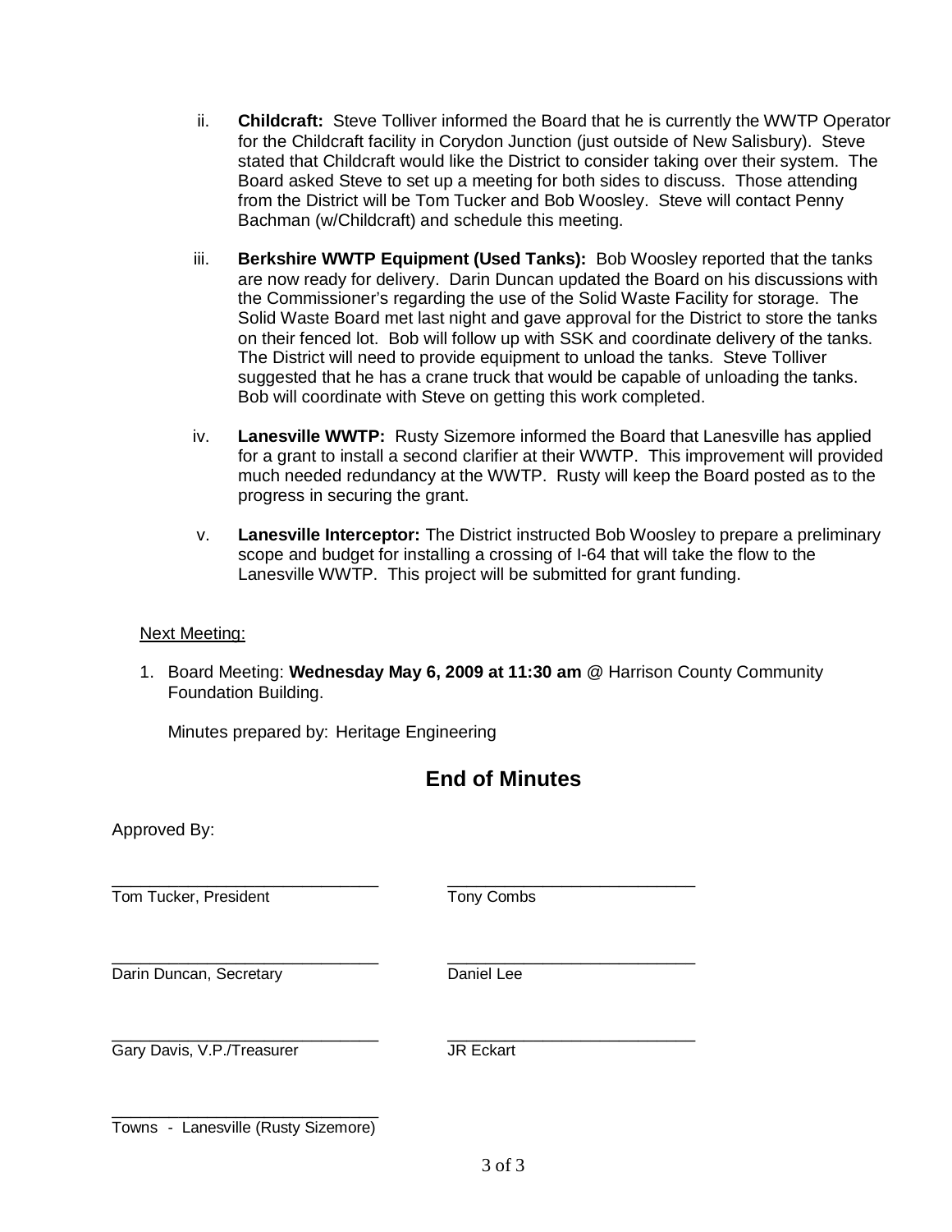ii. **Childcraft:** Steve Tolliver informed the Board that he is currently the WWTP Operator for the Childcraft facility in Corydon Junction (just outside of New Salisbury). Steve stated that Childcraft would like the District to consider taking over their system. The Board asked Steve to set up a meeting for both sides to discuss. Those attending from the District will be Tom Tucker and Bob Woosley. Steve will contact Penny Bachman (w/Childcraft) and schedule this meeting.

iii. **Berkshire WWTP Equipment (Used Tanks):** Bob Woosley reported that the tanks are now ready for delivery. Darin Duncan updated the Board on his discussions with the Commissioner's regarding the use of the Solid Waste Facility for storage. The Solid Waste Board met last night and gave approval for the District to store the tanks on their fenced lot. Bob will follow up with SSK and coordinate delivery of the tanks. The District will need to provide equipment to unload the tanks. Steve Tolliver suggested that he has a crane truck that would be capable of unloading the tanks. Bob will coordinate with Steve on getting this work completed.

iv. **Lanesville WWTP:** Rusty Sizemore informed the Board that Lanesville has applied for a grant to install a second clarifier at their WWTP. This improvement will provided much needed redundancy at the WWTP. Rusty will keep the Board posted as to the progress in securing the grant.

v. **Lanesville Interceptor:** The District instructed Bob Woosley to prepare a preliminary scope and budget for installing a crossing of I-64 that will take the flow to the Lanesville WWTP. This project will be submitted for grant funding.

Next Meeting:

1. Board Meeting: **Wednesday May 6, 2009 at 11:30 am** @ Harrison County Community Foundation Building.

   Minutes prepared by: Heritage Engineering

## End of Minutes

Approved By:

| | |
|---|---|
| ______________________________ Tom Tucker, President | ____________________________ Tony Combs |
| ______________________________ Darin Duncan, Secretary | ____________________________ Daniel Lee |
| ______________________________ Gary Davis, V.P./Treasurer | ____________________________ JR Eckart |
| ______________________________ Towns - Lanesville (Rusty Sizemore) | |